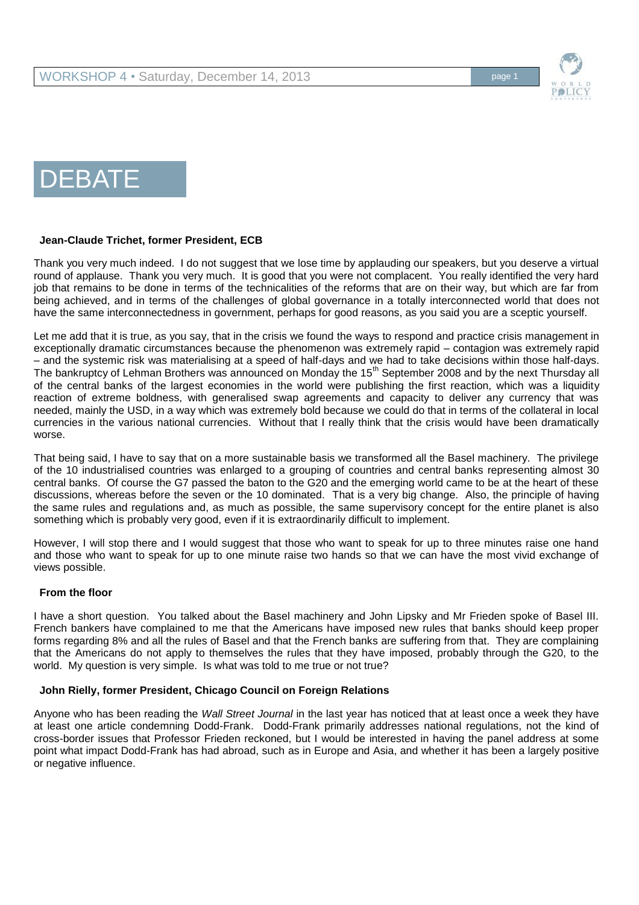# DEBATE

**Jean-Claude Trichet, former President, ECB**

Thank you very much indeed. I do not suggest that we lose time by applauding our speakers, but you deserve a virtual round of applause. Thank you very much. It is good that you were not complacent. You really identified the very hard job that remains to be done in terms of the technicalities of the reforms that are on their way, but which are far from being achieved, and in terms of the challenges of global governance in a totally interconnected world that does not have the same interconnectedness in government, perhaps for good reasons, as you said you are a sceptic yourself.

Let me add that it is true, as you say, that in the crisis we found the ways to respond and practice crisis management in exceptionally dramatic circumstances because the phenomenon was extremely rapid – contagion was extremely rapid – and the systemic risk was materialising at a speed of half-days and we had to take decisions within those half-days. The bankruptcy of Lehman Brothers was announced on Monday the 15th September 2008 and by the next Thursday all of the central banks of the largest economies in the world were publishing the first reaction, which was a liquidity reaction of extreme boldness, with generalised swap agreements and capacity to deliver any currency that was needed, mainly the USD, in a way which was extremely bold because we could do that in terms of the collateral in local currencies in the various national currencies. Without that I really think that the crisis would have been dramatically worse.

That being said, I have to say that on a more sustainable basis we transformed all the Basel machinery. The privilege of the 10 industrialised countries was enlarged to a grouping of countries and central banks representing almost 30 central banks. Of course the G7 passed the baton to the G20 and the emerging world came to be at the heart of these discussions, whereas before the seven or the 10 dominated. That is a very big change. Also, the principle of having the same rules and regulations and, as much as possible, the same supervisory concept for the entire planet is also something which is probably very good, even if it is extraordinarily difficult to implement.

However, I will stop there and I would suggest that those who want to speak for up to three minutes raise one hand and those who want to speak for up to one minute raise two hands so that we can have the most vivid exchange of views possible.

**From the floor**

I have a short question. You talked about the Basel machinery and John Lipsky and Mr Frieden spoke of Basel III. French bankers have complained to me that the Americans have imposed new rules that banks should keep proper forms regarding 8% and all the rules of Basel and that the French banks are suffering from that. They are complaining that the Americans do not apply to themselves the rules that they have imposed, probably through the G20, to the world. My question is very simple. Is what was told to me true or not true?

**John Rielly, former President, Chicago Council on Foreign Relations**

Anyone who has been reading the *Wall Street Journal* in the last year has noticed that at least once a week they have at least one article condemning Dodd-Frank. Dodd-Frank primarily addresses national regulations, not the kind of cross-border issues that Professor Frieden reckoned, but I would be interested in having the panel address at some point what impact Dodd-Frank has had abroad, such as in Europe and Asia, and whether it has been a largely positive or negative influence.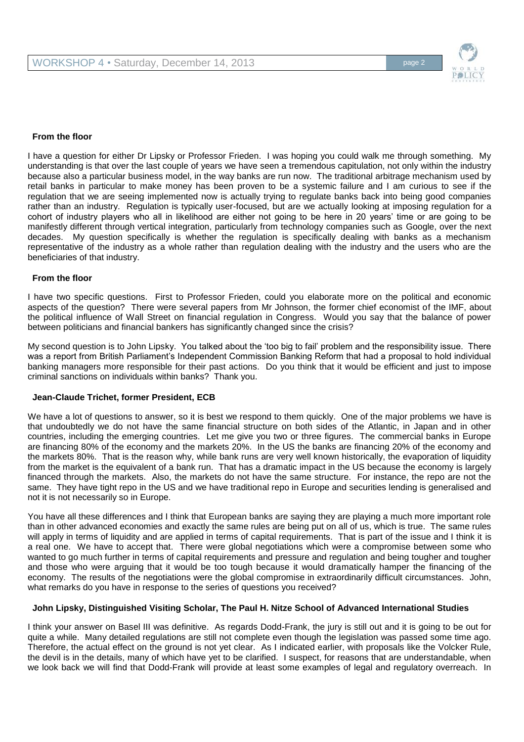**From the floor**

I have a question for either Dr Lipsky or Professor Frieden. I was hoping you could walk me through something. My understanding is that over the last couple of years we have seen a tremendous capitulation, not only within the industry because also a particular business model, in the way banks are run now. The traditional arbitrage mechanism used by retail banks in particular to make money has been proven to be a systemic failure and I am curious to see if the regulation that we are seeing implemented now is actually trying to regulate banks back into being good companies rather than an industry. Regulation is typically user-focused, but are we actually looking at imposing regulation for a cohort of industry players who all in likelihood are either not going to be here in 20 years' time or are going to be manifestly different through vertical integration, particularly from technology companies such as Google, over the next decades. My question specifically is whether the regulation is specifically dealing with banks as a mechanism representative of the industry as a whole rather than regulation dealing with the industry and the users who are the beneficiaries of that industry.

**From the floor**

I have two specific questions. First to Professor Frieden, could you elaborate more on the political and economic aspects of the question? There were several papers from Mr Johnson, the former chief economist of the IMF, about the political influence of Wall Street on financial regulation in Congress. Would you say that the balance of power between politicians and financial bankers has significantly changed since the crisis?

My second question is to John Lipsky. You talked about the 'too big to fail' problem and the responsibility issue. There was a report from British Parliament's Independent Commission Banking Reform that had a proposal to hold individual banking managers more responsible for their past actions. Do you think that it would be efficient and just to impose criminal sanctions on individuals within banks? Thank you.

**Jean-Claude Trichet, former President, ECB**

We have a lot of questions to answer, so it is best we respond to them quickly. One of the major problems we have is that undoubtedly we do not have the same financial structure on both sides of the Atlantic, in Japan and in other countries, including the emerging countries. Let me give you two or three figures. The commercial banks in Europe are financing 80% of the economy and the markets 20%. In the US the banks are financing 20% of the economy and the markets 80%. That is the reason why, while bank runs are very well known historically, the evaporation of liquidity from the market is the equivalent of a bank run. That has a dramatic impact in the US because the economy is largely financed through the markets. Also, the markets do not have the same structure. For instance, the repo are not the same. They have tight repo in the US and we have traditional repo in Europe and securities lending is generalised and not it is not necessarily so in Europe.

You have all these differences and I think that European banks are saying they are playing a much more important role than in other advanced economies and exactly the same rules are being put on all of us, which is true. The same rules will apply in terms of liquidity and are applied in terms of capital requirements. That is part of the issue and I think it is a real one. We have to accept that. There were global negotiations which were a compromise between some who wanted to go much further in terms of capital requirements and pressure and regulation and being tougher and tougher and those who were arguing that it would be too tough because it would dramatically hamper the financing of the economy. The results of the negotiations were the global compromise in extraordinarily difficult circumstances. John, what remarks do you have in response to the series of questions you received?

**John Lipsky, Distinguished Visiting Scholar, The Paul H. Nitze School of Advanced International Studies**

I think your answer on Basel III was definitive. As regards Dodd-Frank, the jury is still out and it is going to be out for quite a while. Many detailed regulations are still not complete even though the legislation was passed some time ago. Therefore, the actual effect on the ground is not yet clear. As I indicated earlier, with proposals like the Volcker Rule, the devil is in the details, many of which have yet to be clarified. I suspect, for reasons that are understandable, when we look back we will find that Dodd-Frank will provide at least some examples of legal and regulatory overreach. In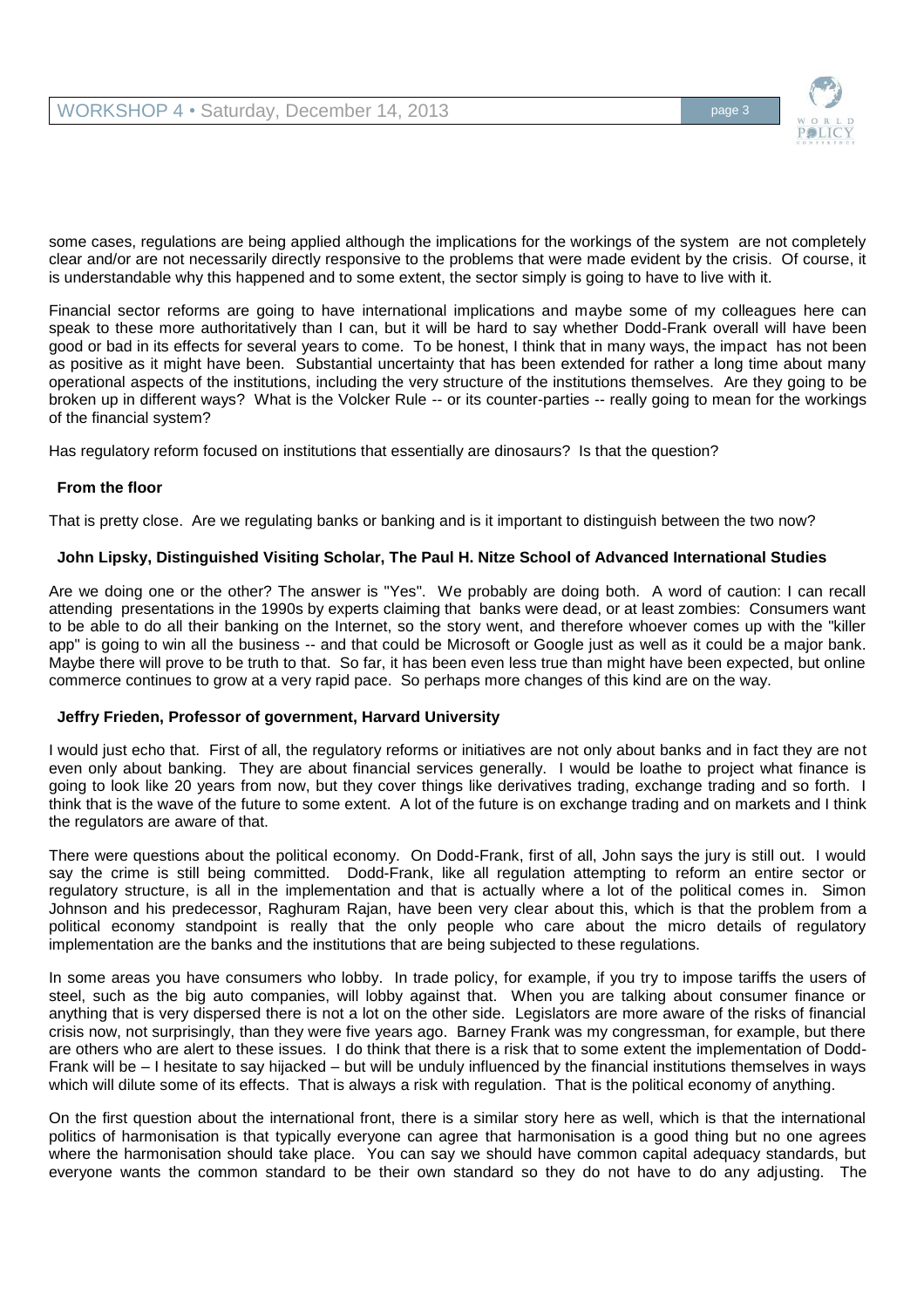some cases, regulations are being applied although the implications for the workings of the system are not completely clear and/or are not necessarily directly responsive to the problems that were made evident by the crisis. Of course, it is understandable why this happened and to some extent, the sector simply is going to have to live with it.

Financial sector reforms are going to have international implications and maybe some of my colleagues here can speak to these more authoritatively than I can, but it will be hard to say whether Dodd-Frank overall will have been good or bad in its effects for several years to come. To be honest, I think that in many ways, the impact has not been as positive as it might have been. Substantial uncertainty that has been extended for rather a long time about many operational aspects of the institutions, including the very structure of the institutions themselves. Are they going to be broken up in different ways? What is the Volcker Rule -- or its counter-parties -- really going to mean for the workings of the financial system?

Has regulatory reform focused on institutions that essentially are dinosaurs? Is that the question?

**From the floor**

That is pretty close. Are we regulating banks or banking and is it important to distinguish between the two now?

**John Lipsky, Distinguished Visiting Scholar, The Paul H. Nitze School of Advanced International Studies**

Are we doing one or the other? The answer is "Yes". We probably are doing both. A word of caution: I can recall attending presentations in the 1990s by experts claiming that banks were dead, or at least zombies: Consumers want to be able to do all their banking on the Internet, so the story went, and therefore whoever comes up with the "killer app" is going to win all the business -- and that could be Microsoft or Google just as well as it could be a major bank. Maybe there will prove to be truth to that. So far, it has been even less true than might have been expected, but online commerce continues to grow at a very rapid pace. So perhaps more changes of this kind are on the way.

**Jeffry Frieden, Professor of government, Harvard University**

I would just echo that. First of all, the regulatory reforms or initiatives are not only about banks and in fact they are not even only about banking. They are about financial services generally. I would be loathe to project what finance is going to look like 20 years from now, but they cover things like derivatives trading, exchange trading and so forth. I think that is the wave of the future to some extent. A lot of the future is on exchange trading and on markets and I think the regulators are aware of that.

There were questions about the political economy. On Dodd-Frank, first of all, John says the jury is still out. I would say the crime is still being committed. Dodd-Frank, like all regulation attempting to reform an entire sector or regulatory structure, is all in the implementation and that is actually where a lot of the political comes in. Simon Johnson and his predecessor, Raghuram Rajan, have been very clear about this, which is that the problem from a political economy standpoint is really that the only people who care about the micro details of regulatory implementation are the banks and the institutions that are being subjected to these regulations.

In some areas you have consumers who lobby. In trade policy, for example, if you try to impose tariffs the users of steel, such as the big auto companies, will lobby against that. When you are talking about consumer finance or anything that is very dispersed there is not a lot on the other side. Legislators are more aware of the risks of financial crisis now, not surprisingly, than they were five years ago. Barney Frank was my congressman, for example, but there are others who are alert to these issues. I do think that there is a risk that to some extent the implementation of Dodd-Frank will be – I hesitate to say hijacked – but will be unduly influenced by the financial institutions themselves in ways which will dilute some of its effects. That is always a risk with regulation. That is the political economy of anything.

On the first question about the international front, there is a similar story here as well, which is that the international politics of harmonisation is that typically everyone can agree that harmonisation is a good thing but no one agrees where the harmonisation should take place. You can say we should have common capital adequacy standards, but everyone wants the common standard to be their own standard so they do not have to do any adjusting. The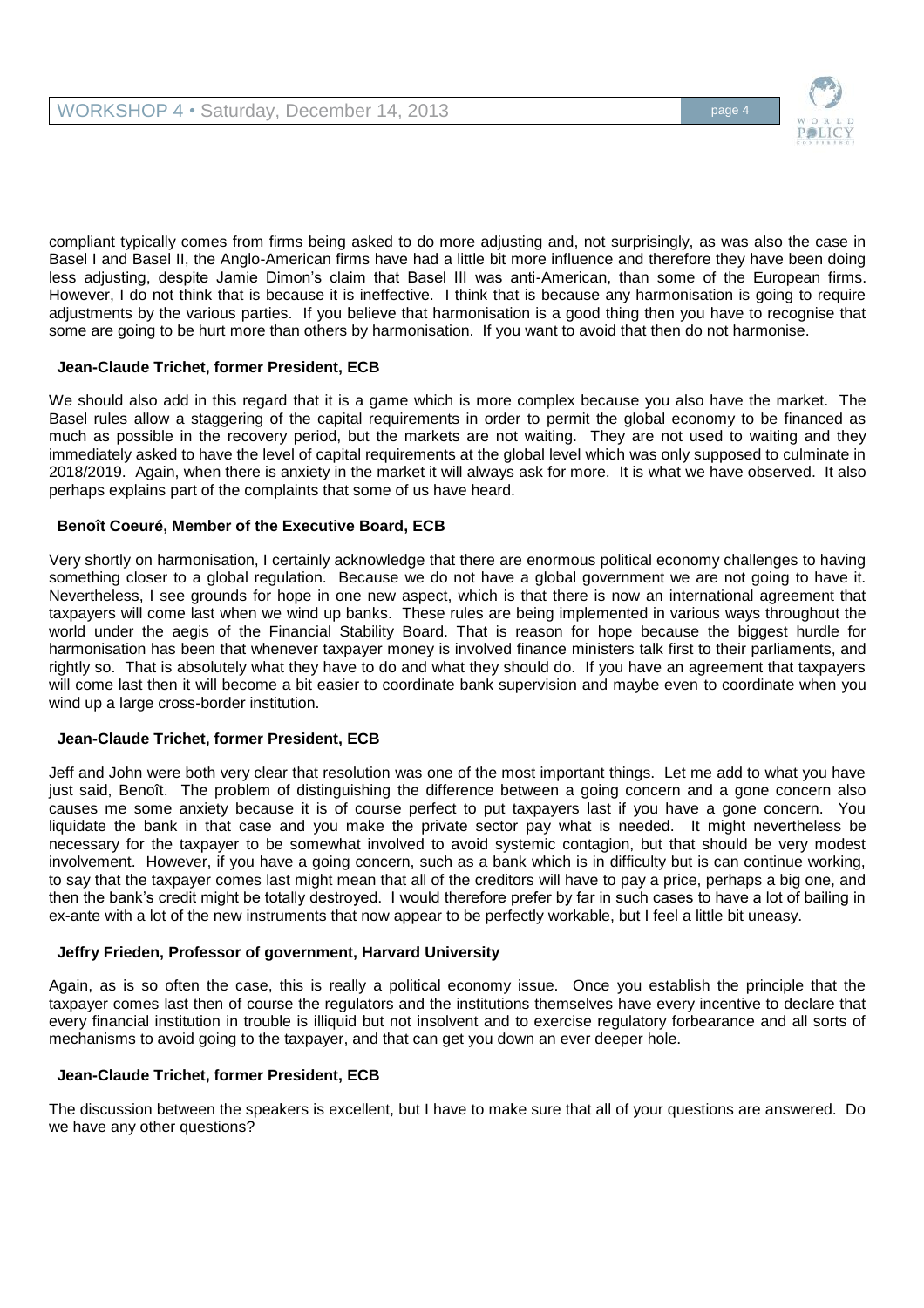compliant typically comes from firms being asked to do more adjusting and, not surprisingly, as was also the case in Basel I and Basel II, the Anglo-American firms have had a little bit more influence and therefore they have been doing less adjusting, despite Jamie Dimon's claim that Basel III was anti-American, than some of the European firms. However, I do not think that is because it is ineffective. I think that is because any harmonisation is going to require adjustments by the various parties. If you believe that harmonisation is a good thing then you have to recognise that some are going to be hurt more than others by harmonisation. If you want to avoid that then do not harmonise.

**Jean-Claude Trichet, former President, ECB**

We should also add in this regard that it is a game which is more complex because you also have the market. The Basel rules allow a staggering of the capital requirements in order to permit the global economy to be financed as much as possible in the recovery period, but the markets are not waiting. They are not used to waiting and they immediately asked to have the level of capital requirements at the global level which was only supposed to culminate in 2018/2019. Again, when there is anxiety in the market it will always ask for more. It is what we have observed. It also perhaps explains part of the complaints that some of us have heard.

**Benoît Coeuré, Member of the Executive Board, ECB**

Very shortly on harmonisation, I certainly acknowledge that there are enormous political economy challenges to having something closer to a global regulation. Because we do not have a global government we are not going to have it. Nevertheless, I see grounds for hope in one new aspect, which is that there is now an international agreement that taxpayers will come last when we wind up banks. These rules are being implemented in various ways throughout the world under the aegis of the Financial Stability Board. That is reason for hope because the biggest hurdle for harmonisation has been that whenever taxpayer money is involved finance ministers talk first to their parliaments, and rightly so. That is absolutely what they have to do and what they should do. If you have an agreement that taxpayers will come last then it will become a bit easier to coordinate bank supervision and maybe even to coordinate when you wind up a large cross-border institution.

**Jean-Claude Trichet, former President, ECB**

Jeff and John were both very clear that resolution was one of the most important things. Let me add to what you have just said, Benoît. The problem of distinguishing the difference between a going concern and a gone concern also causes me some anxiety because it is of course perfect to put taxpayers last if you have a gone concern. You liquidate the bank in that case and you make the private sector pay what is needed. It might nevertheless be necessary for the taxpayer to be somewhat involved to avoid systemic contagion, but that should be very modest involvement. However, if you have a going concern, such as a bank which is in difficulty but is can continue working, to say that the taxpayer comes last might mean that all of the creditors will have to pay a price, perhaps a big one, and then the bank's credit might be totally destroyed. I would therefore prefer by far in such cases to have a lot of bailing in ex-ante with a lot of the new instruments that now appear to be perfectly workable, but I feel a little bit uneasy.

**Jeffry Frieden, Professor of government, Harvard University**

Again, as is so often the case, this is really a political economy issue. Once you establish the principle that the taxpayer comes last then of course the regulators and the institutions themselves have every incentive to declare that every financial institution in trouble is illiquid but not insolvent and to exercise regulatory forbearance and all sorts of mechanisms to avoid going to the taxpayer, and that can get you down an ever deeper hole.

**Jean-Claude Trichet, former President, ECB**

The discussion between the speakers is excellent, but I have to make sure that all of your questions are answered. Do we have any other questions?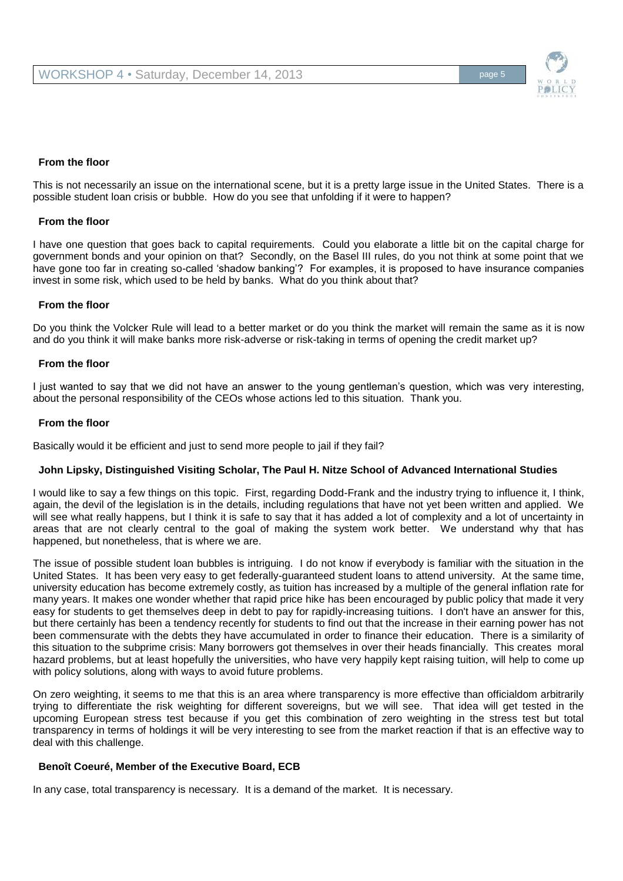**From the floor**

This is not necessarily an issue on the international scene, but it is a pretty large issue in the United States. There is a possible student loan crisis or bubble. How do you see that unfolding if it were to happen?

**From the floor**

I have one question that goes back to capital requirements. Could you elaborate a little bit on the capital charge for government bonds and your opinion on that? Secondly, on the Basel III rules, do you not think at some point that we have gone too far in creating so-called 'shadow banking'? For examples, it is proposed to have insurance companies invest in some risk, which used to be held by banks. What do you think about that?

**From the floor**

Do you think the Volcker Rule will lead to a better market or do you think the market will remain the same as it is now and do you think it will make banks more risk-adverse or risk-taking in terms of opening the credit market up?

**From the floor**

I just wanted to say that we did not have an answer to the young gentleman's question, which was very interesting, about the personal responsibility of the CEOs whose actions led to this situation. Thank you.

**From the floor**

Basically would it be efficient and just to send more people to jail if they fail?

**John Lipsky, Distinguished Visiting Scholar, The Paul H. Nitze School of Advanced International Studies**

I would like to say a few things on this topic. First, regarding Dodd-Frank and the industry trying to influence it, I think, again, the devil of the legislation is in the details, including regulations that have not yet been written and applied. We will see what really happens, but I think it is safe to say that it has added a lot of complexity and a lot of uncertainty in areas that are not clearly central to the goal of making the system work better. We understand why that has happened, but nonetheless, that is where we are.

The issue of possible student loan bubbles is intriguing. I do not know if everybody is familiar with the situation in the United States. It has been very easy to get federally-guaranteed student loans to attend university. At the same time, university education has become extremely costly, as tuition has increased by a multiple of the general inflation rate for many years. It makes one wonder whether that rapid price hike has been encouraged by public policy that made it very easy for students to get themselves deep in debt to pay for rapidly-increasing tuitions. I don't have an answer for this, but there certainly has been a tendency recently for students to find out that the increase in their earning power has not been commensurate with the debts they have accumulated in order to finance their education. There is a similarity of this situation to the subprime crisis: Many borrowers got themselves in over their heads financially. This creates moral hazard problems, but at least hopefully the universities, who have very happily kept raising tuition, will help to come up with policy solutions, along with ways to avoid future problems.

On zero weighting, it seems to me that this is an area where transparency is more effective than officialdom arbitrarily trying to differentiate the risk weighting for different sovereigns, but we will see. That idea will get tested in the upcoming European stress test because if you get this combination of zero weighting in the stress test but total transparency in terms of holdings it will be very interesting to see from the market reaction if that is an effective way to deal with this challenge.

**Benoît Coeuré, Member of the Executive Board, ECB**

In any case, total transparency is necessary. It is a demand of the market. It is necessary.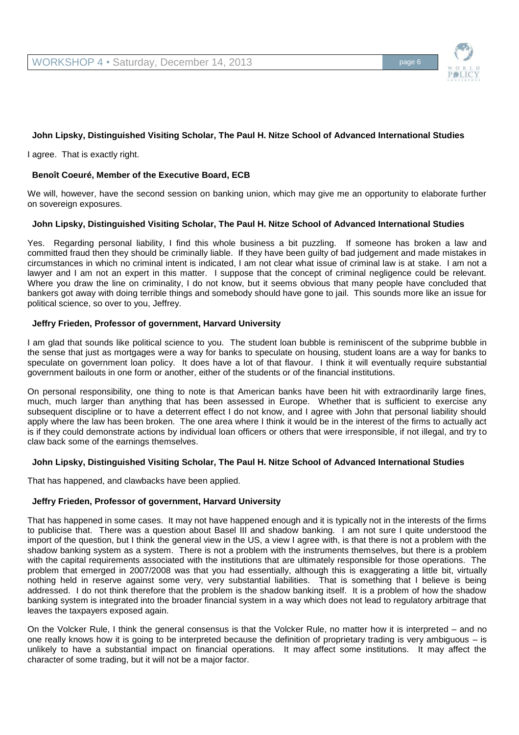**John Lipsky, Distinguished Visiting Scholar, The Paul H. Nitze School of Advanced International Studies**

I agree. That is exactly right.

**Benoît Coeuré, Member of the Executive Board, ECB**

We will, however, have the second session on banking union, which may give me an opportunity to elaborate further on sovereign exposures.

**John Lipsky, Distinguished Visiting Scholar, The Paul H. Nitze School of Advanced International Studies**

Yes. Regarding personal liability, I find this whole business a bit puzzling. If someone has broken a law and committed fraud then they should be criminally liable. If they have been guilty of bad judgement and made mistakes in circumstances in which no criminal intent is indicated, I am not clear what issue of criminal law is at stake. I am not a lawyer and I am not an expert in this matter. I suppose that the concept of criminal negligence could be relevant. Where you draw the line on criminality, I do not know, but it seems obvious that many people have concluded that bankers got away with doing terrible things and somebody should have gone to jail. This sounds more like an issue for political science, so over to you, Jeffrey.

**Jeffry Frieden, Professor of government, Harvard University**

I am glad that sounds like political science to you. The student loan bubble is reminiscent of the subprime bubble in the sense that just as mortgages were a way for banks to speculate on housing, student loans are a way for banks to speculate on government loan policy. It does have a lot of that flavour. I think it will eventually require substantial government bailouts in one form or another, either of the students or of the financial institutions.

On personal responsibility, one thing to note is that American banks have been hit with extraordinarily large fines, much, much larger than anything that has been assessed in Europe. Whether that is sufficient to exercise any subsequent discipline or to have a deterrent effect I do not know, and I agree with John that personal liability should apply where the law has been broken. The one area where I think it would be in the interest of the firms to actually act is if they could demonstrate actions by individual loan officers or others that were irresponsible, if not illegal, and try to claw back some of the earnings themselves.

**John Lipsky, Distinguished Visiting Scholar, The Paul H. Nitze School of Advanced International Studies**

That has happened, and clawbacks have been applied.

**Jeffry Frieden, Professor of government, Harvard University**

That has happened in some cases. It may not have happened enough and it is typically not in the interests of the firms to publicise that. There was a question about Basel III and shadow banking. I am not sure I quite understood the import of the question, but I think the general view in the US, a view I agree with, is that there is not a problem with the shadow banking system as a system. There is not a problem with the instruments themselves, but there is a problem with the capital requirements associated with the institutions that are ultimately responsible for those operations. The problem that emerged in 2007/2008 was that you had essentially, although this is exaggerating a little bit, virtually nothing held in reserve against some very, very substantial liabilities. That is something that I believe is being addressed. I do not think therefore that the problem is the shadow banking itself. It is a problem of how the shadow banking system is integrated into the broader financial system in a way which does not lead to regulatory arbitrage that leaves the taxpayers exposed again.

On the Volcker Rule, I think the general consensus is that the Volcker Rule, no matter how it is interpreted – and no one really knows how it is going to be interpreted because the definition of proprietary trading is very ambiguous – is unlikely to have a substantial impact on financial operations. It may affect some institutions. It may affect the character of some trading, but it will not be a major factor.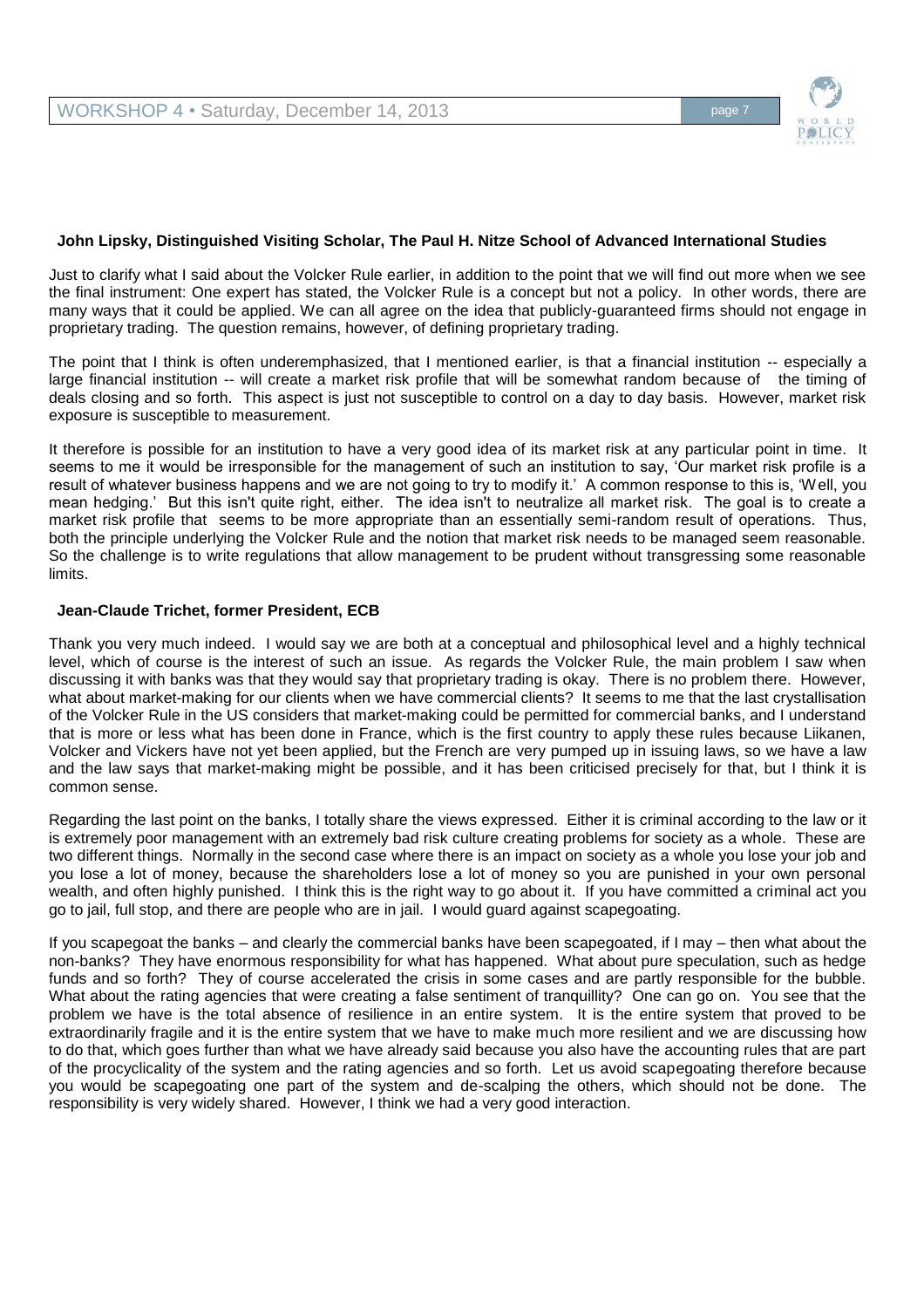**John Lipsky, Distinguished Visiting Scholar, The Paul H. Nitze School of Advanced International Studies**

Just to clarify what I said about the Volcker Rule earlier, in addition to the point that we will find out more when we see the final instrument: One expert has stated, the Volcker Rule is a concept but not a policy. In other words, there are many ways that it could be applied. We can all agree on the idea that publicly-guaranteed firms should not engage in proprietary trading. The question remains, however, of defining proprietary trading.

The point that I think is often underemphasized, that I mentioned earlier, is that a financial institution -- especially a large financial institution -- will create a market risk profile that will be somewhat random because of the timing of deals closing and so forth. This aspect is just not susceptible to control on a day to day basis. However, market risk exposure is susceptible to measurement.

It therefore is possible for an institution to have a very good idea of its market risk at any particular point in time. It seems to me it would be irresponsible for the management of such an institution to say, 'Our market risk profile is a result of whatever business happens and we are not going to try to modify it.' A common response to this is, 'Well, you mean hedging.' But this isn't quite right, either. The idea isn't to neutralize all market risk. The goal is to create a market risk profile that seems to be more appropriate than an essentially semi-random result of operations. Thus, both the principle underlying the Volcker Rule and the notion that market risk needs to be managed seem reasonable. So the challenge is to write regulations that allow management to be prudent without transgressing some reasonable limits.

**Jean-Claude Trichet, former President, ECB**

Thank you very much indeed. I would say we are both at a conceptual and philosophical level and a highly technical level, which of course is the interest of such an issue. As regards the Volcker Rule, the main problem I saw when discussing it with banks was that they would say that proprietary trading is okay. There is no problem there. However, what about market-making for our clients when we have commercial clients? It seems to me that the last crystallisation of the Volcker Rule in the US considers that market-making could be permitted for commercial banks, and I understand that is more or less what has been done in France, which is the first country to apply these rules because Liikanen, Volcker and Vickers have not yet been applied, but the French are very pumped up in issuing laws, so we have a law and the law says that market-making might be possible, and it has been criticised precisely for that, but I think it is common sense.

Regarding the last point on the banks, I totally share the views expressed. Either it is criminal according to the law or it is extremely poor management with an extremely bad risk culture creating problems for society as a whole. These are two different things. Normally in the second case where there is an impact on society as a whole you lose your job and you lose a lot of money, because the shareholders lose a lot of money so you are punished in your own personal wealth, and often highly punished. I think this is the right way to go about it. If you have committed a criminal act you go to jail, full stop, and there are people who are in jail. I would guard against scapegoating.

If you scapegoat the banks – and clearly the commercial banks have been scapegoated, if I may – then what about the non-banks? They have enormous responsibility for what has happened. What about pure speculation, such as hedge funds and so forth? They of course accelerated the crisis in some cases and are partly responsible for the bubble. What about the rating agencies that were creating a false sentiment of tranquillity? One can go on. You see that the problem we have is the total absence of resilience in an entire system. It is the entire system that proved to be extraordinarily fragile and it is the entire system that we have to make much more resilient and we are discussing how to do that, which goes further than what we have already said because you also have the accounting rules that are part of the procyclicality of the system and the rating agencies and so forth. Let us avoid scapegoating therefore because you would be scapegoating one part of the system and de-scalping the others, which should not be done. The responsibility is very widely shared. However, I think we had a very good interaction.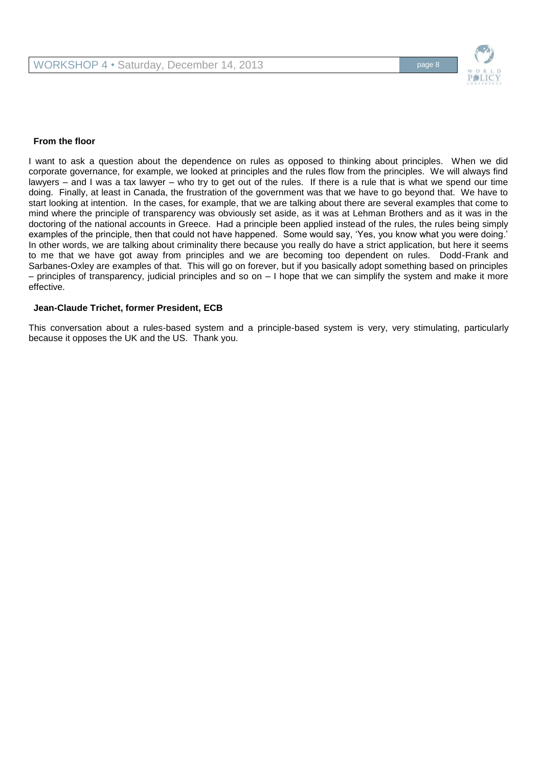**From the floor**

I want to ask a question about the dependence on rules as opposed to thinking about principles. When we did corporate governance, for example, we looked at principles and the rules flow from the principles. We will always find lawyers – and I was a tax lawyer – who try to get out of the rules. If there is a rule that is what we spend our time doing. Finally, at least in Canada, the frustration of the government was that we have to go beyond that. We have to start looking at intention. In the cases, for example, that we are talking about there are several examples that come to mind where the principle of transparency was obviously set aside, as it was at Lehman Brothers and as it was in the doctoring of the national accounts in Greece. Had a principle been applied instead of the rules, the rules being simply examples of the principle, then that could not have happened. Some would say, 'Yes, you know what you were doing.' In other words, we are talking about criminality there because you really do have a strict application, but here it seems to me that we have got away from principles and we are becoming too dependent on rules. Dodd-Frank and Sarbanes-Oxley are examples of that. This will go on forever, but if you basically adopt something based on principles – principles of transparency, judicial principles and so on – I hope that we can simplify the system and make it more effective.

**Jean-Claude Trichet, former President, ECB**

This conversation about a rules-based system and a principle-based system is very, very stimulating, particularly because it opposes the UK and the US. Thank you.